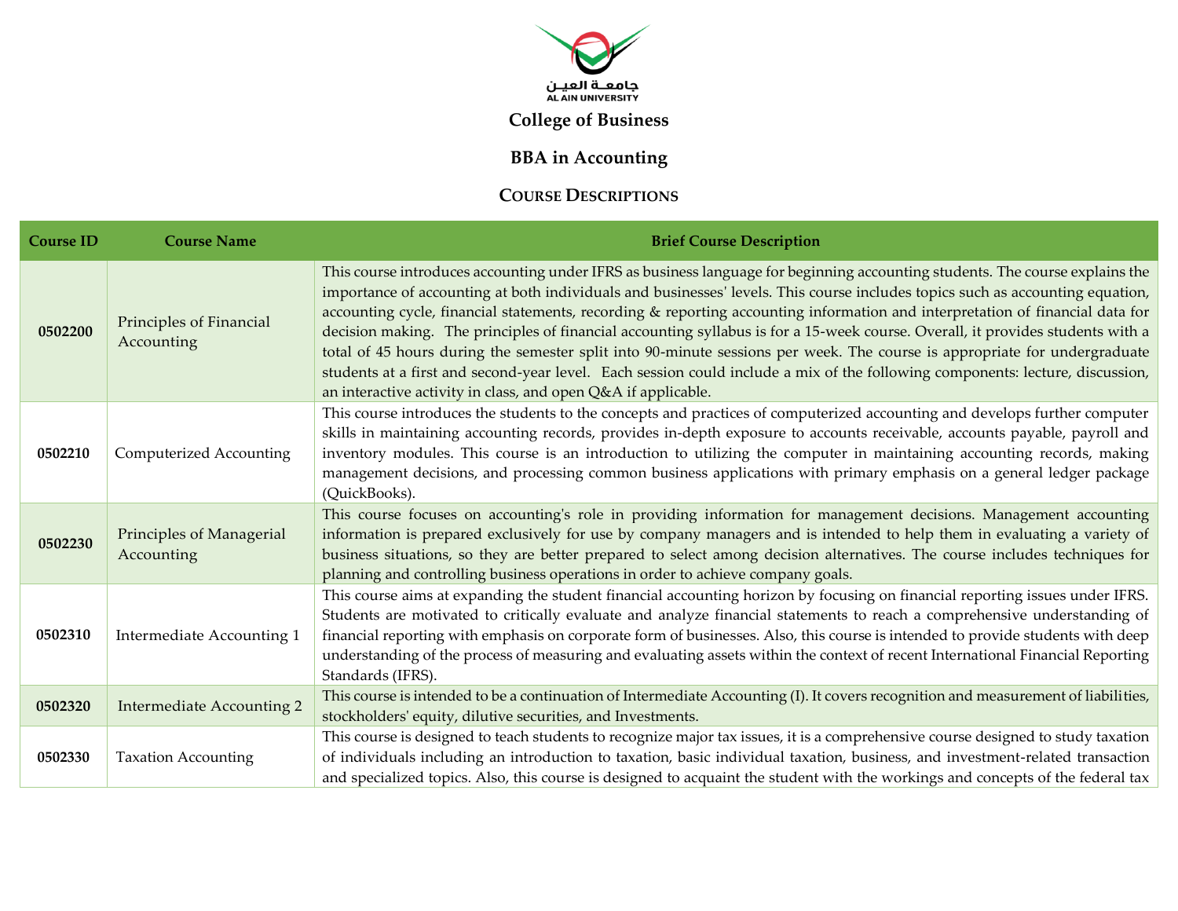جامعة العين
AL AIN UNIVERSITY

# College of Business

## BBA in Accounting

## Course Descriptions

| Course ID | Course Name | Brief Course Description |
|---|---|---|
| 0502200 | Principles of Financial Accounting | This course introduces accounting under IFRS as business language for beginning accounting students. The course explains the importance of accounting at both individuals and businesses' levels. This course includes topics such as accounting equation, accounting cycle, financial statements, recording & reporting accounting information and interpretation of financial data for decision making. The principles of financial accounting syllabus is for a 15-week course. Overall, it provides students with a total of 45 hours during the semester split into 90-minute sessions per week. The course is appropriate for undergraduate students at a first and second-year level. Each session could include a mix of the following components: lecture, discussion, an interactive activity in class, and open Q&A if applicable. |
| 0502210 | Computerized Accounting | This course introduces the students to the concepts and practices of computerized accounting and develops further computer skills in maintaining accounting records, provides in-depth exposure to accounts receivable, accounts payable, payroll and inventory modules. This course is an introduction to utilizing the computer in maintaining accounting records, making management decisions, and processing common business applications with primary emphasis on a general ledger package (QuickBooks). |
| 0502230 | Principles of Managerial Accounting | This course focuses on accounting's role in providing information for management decisions. Management accounting information is prepared exclusively for use by company managers and is intended to help them in evaluating a variety of business situations, so they are better prepared to select among decision alternatives. The course includes techniques for planning and controlling business operations in order to achieve company goals. |
| 0502310 | Intermediate Accounting 1 | This course aims at expanding the student financial accounting horizon by focusing on financial reporting issues under IFRS. Students are motivated to critically evaluate and analyze financial statements to reach a comprehensive understanding of financial reporting with emphasis on corporate form of businesses. Also, this course is intended to provide students with deep understanding of the process of measuring and evaluating assets within the context of recent International Financial Reporting Standards (IFRS). |
| 0502320 | Intermediate Accounting 2 | This course is intended to be a continuation of Intermediate Accounting (I). It covers recognition and measurement of liabilities, stockholders' equity, dilutive securities, and Investments. |
| 0502330 | Taxation Accounting | This course is designed to teach students to recognize major tax issues, it is a comprehensive course designed to study taxation of individuals including an introduction to taxation, basic individual taxation, business, and investment-related transaction and specialized topics. Also, this course is designed to acquaint the student with the workings and concepts of the federal tax |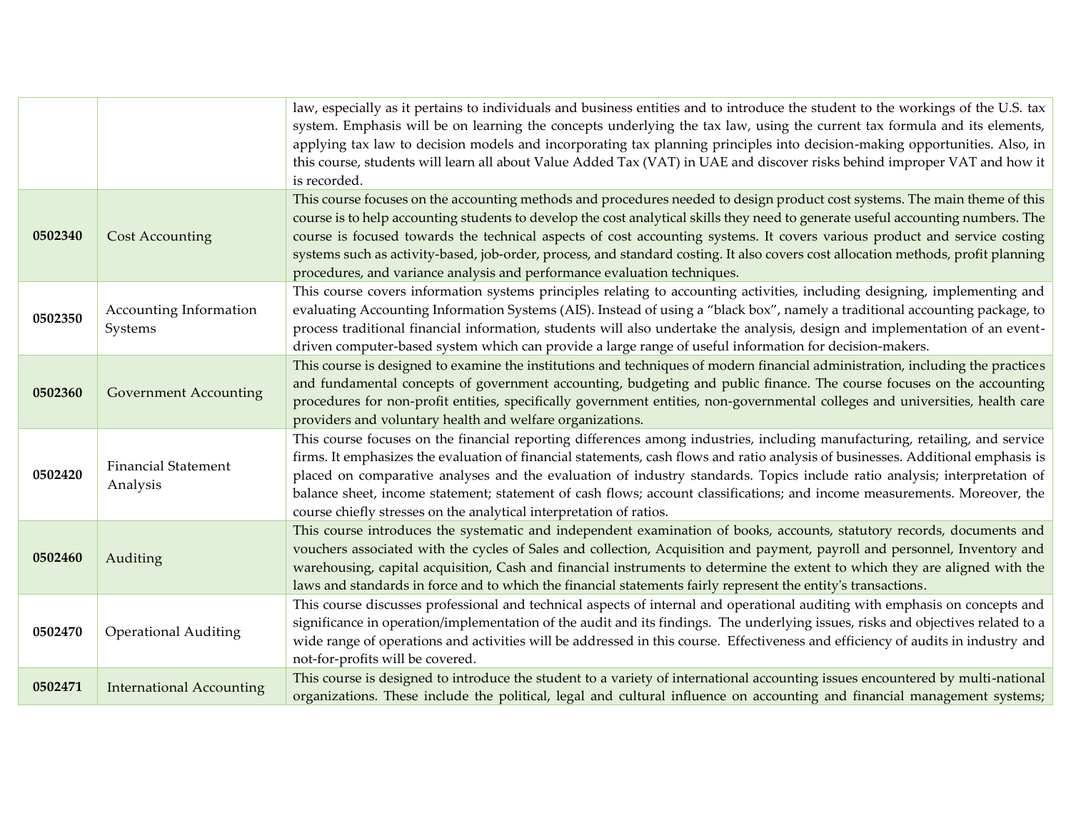| | | |
|---|---|---|
| | | law, especially as it pertains to individuals and business entities and to introduce the student to the workings of the U.S. tax system. Emphasis will be on learning the concepts underlying the tax law, using the current tax formula and its elements, applying tax law to decision models and incorporating tax planning principles into decision-making opportunities. Also, in this course, students will learn all about Value Added Tax (VAT) in UAE and discover risks behind improper VAT and how it is recorded. |
| **0502340** | Cost Accounting | This course focuses on the accounting methods and procedures needed to design product cost systems. The main theme of this course is to help accounting students to develop the cost analytical skills they need to generate useful accounting numbers. The course is focused towards the technical aspects of cost accounting systems. It covers various product and service costing systems such as activity-based, job-order, process, and standard costing. It also covers cost allocation methods, profit planning procedures, and variance analysis and performance evaluation techniques. |
| **0502350** | Accounting Information Systems | This course covers information systems principles relating to accounting activities, including designing, implementing and evaluating Accounting Information Systems (AIS). Instead of using a "black box", namely a traditional accounting package, to process traditional financial information, students will also undertake the analysis, design and implementation of an event-driven computer-based system which can provide a large range of useful information for decision-makers. |
| **0502360** | Government Accounting | This course is designed to examine the institutions and techniques of modern financial administration, including the practices and fundamental concepts of government accounting, budgeting and public finance. The course focuses on the accounting procedures for non-profit entities, specifically government entities, non-governmental colleges and universities, health care providers and voluntary health and welfare organizations. |
| **0502420** | Financial Statement Analysis | This course focuses on the financial reporting differences among industries, including manufacturing, retailing, and service firms. It emphasizes the evaluation of financial statements, cash flows and ratio analysis of businesses. Additional emphasis is placed on comparative analyses and the evaluation of industry standards. Topics include ratio analysis; interpretation of balance sheet, income statement; statement of cash flows; account classifications; and income measurements. Moreover, the course chiefly stresses on the analytical interpretation of ratios. |
| **0502460** | Auditing | This course introduces the systematic and independent examination of books, accounts, statutory records, documents and vouchers associated with the cycles of Sales and collection, Acquisition and payment, payroll and personnel, Inventory and warehousing, capital acquisition, Cash and financial instruments to determine the extent to which they are aligned with the laws and standards in force and to which the financial statements fairly represent the entity's transactions. |
| **0502470** | Operational Auditing | This course discusses professional and technical aspects of internal and operational auditing with emphasis on concepts and significance in operation/implementation of the audit and its findings. The underlying issues, risks and objectives related to a wide range of operations and activities will be addressed in this course. Effectiveness and efficiency of audits in industry and not-for-profits will be covered. |
| **0502471** | International Accounting | This course is designed to introduce the student to a variety of international accounting issues encountered by multi-national organizations. These include the political, legal and cultural influence on accounting and financial management systems; |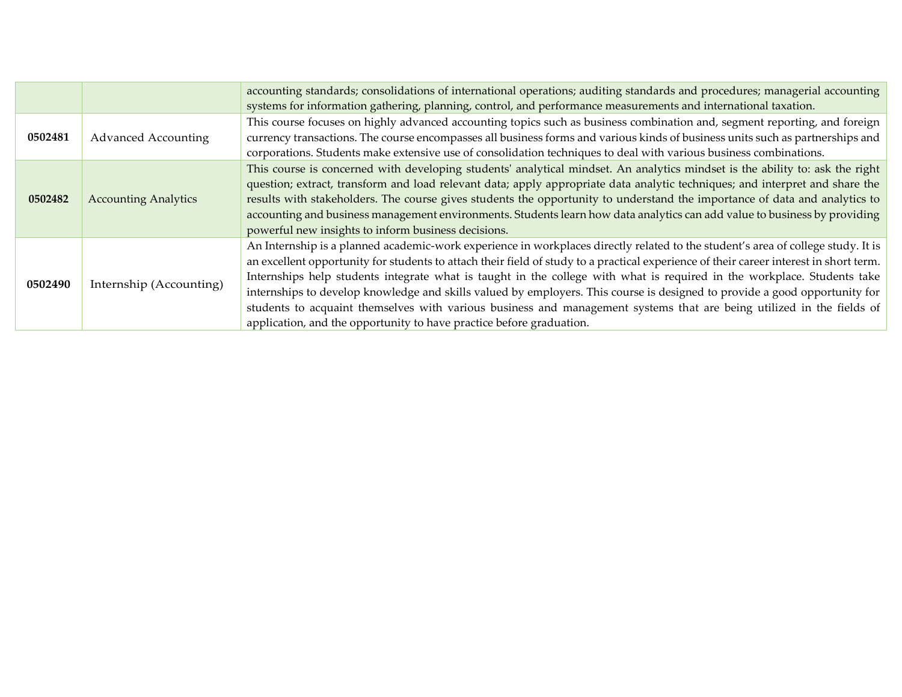| | | |
|---|---|---|
| | | accounting standards; consolidations of international operations; auditing standards and procedures; managerial accounting systems for information gathering, planning, control, and performance measurements and international taxation. |
| **0502481** | Advanced Accounting | This course focuses on highly advanced accounting topics such as business combination and, segment reporting, and foreign currency transactions. The course encompasses all business forms and various kinds of business units such as partnerships and corporations. Students make extensive use of consolidation techniques to deal with various business combinations. |
| **0502482** | Accounting Analytics | This course is concerned with developing students' analytical mindset. An analytics mindset is the ability to: ask the right question; extract, transform and load relevant data; apply appropriate data analytic techniques; and interpret and share the results with stakeholders. The course gives students the opportunity to understand the importance of data and analytics to accounting and business management environments. Students learn how data analytics can add value to business by providing powerful new insights to inform business decisions. |
| **0502490** | Internship (Accounting) | An Internship is a planned academic-work experience in workplaces directly related to the student's area of college study. It is an excellent opportunity for students to attach their field of study to a practical experience of their career interest in short term. Internships help students integrate what is taught in the college with what is required in the workplace. Students take internships to develop knowledge and skills valued by employers. This course is designed to provide a good opportunity for students to acquaint themselves with various business and management systems that are being utilized in the fields of application, and the opportunity to have practice before graduation. |